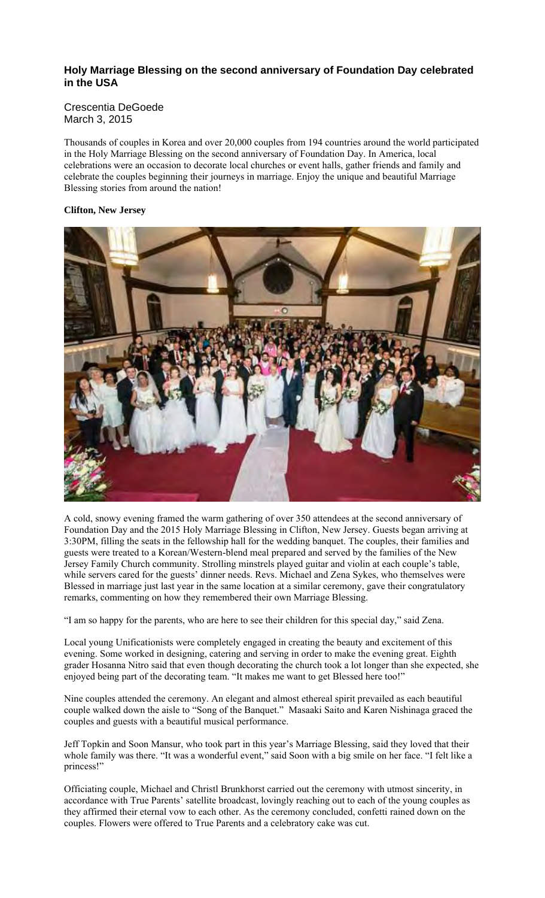# Holy Marriage Blessing on the second anniversary of Foundation Day celebrated in the USA

Crescentia DeGoede
March 3, 2015

Thousands of couples in Korea and over 20,000 couples from 194 countries around the world participated in the Holy Marriage Blessing on the second anniversary of Foundation Day. In America, local celebrations were an occasion to decorate local churches or event halls, gather friends and family and celebrate the couples beginning their journeys in marriage. Enjoy the unique and beautiful Marriage Blessing stories from around the nation!

**Clifton, New Jersey**

A cold, snowy evening framed the warm gathering of over 350 attendees at the second anniversary of Foundation Day and the 2015 Holy Marriage Blessing in Clifton, New Jersey. Guests began arriving at 3:30PM, filling the seats in the fellowship hall for the wedding banquet. The couples, their families and guests were treated to a Korean/Western-blend meal prepared and served by the families of the New Jersey Family Church community. Strolling minstrels played guitar and violin at each couple's table, while servers cared for the guests' dinner needs. Revs. Michael and Zena Sykes, who themselves were Blessed in marriage just last year in the same location at a similar ceremony, gave their congratulatory remarks, commenting on how they remembered their own Marriage Blessing.

"I am so happy for the parents, who are here to see their children for this special day," said Zena.

Local young Unificationists were completely engaged in creating the beauty and excitement of this evening. Some worked in designing, catering and serving in order to make the evening great. Eighth grader Hosanna Nitro said that even though decorating the church took a lot longer than she expected, she enjoyed being part of the decorating team. "It makes me want to get Blessed here too!"

Nine couples attended the ceremony. An elegant and almost ethereal spirit prevailed as each beautiful couple walked down the aisle to "Song of the Banquet." Masaaki Saito and Karen Nishinaga graced the couples and guests with a beautiful musical performance.

Jeff Topkin and Soon Mansur, who took part in this year's Marriage Blessing, said they loved that their whole family was there. "It was a wonderful event," said Soon with a big smile on her face. "I felt like a princess!"

Officiating couple, Michael and Christl Brunkhorst carried out the ceremony with utmost sincerity, in accordance with True Parents' satellite broadcast, lovingly reaching out to each of the young couples as they affirmed their eternal vow to each other. As the ceremony concluded, confetti rained down on the couples. Flowers were offered to True Parents and a celebratory cake was cut.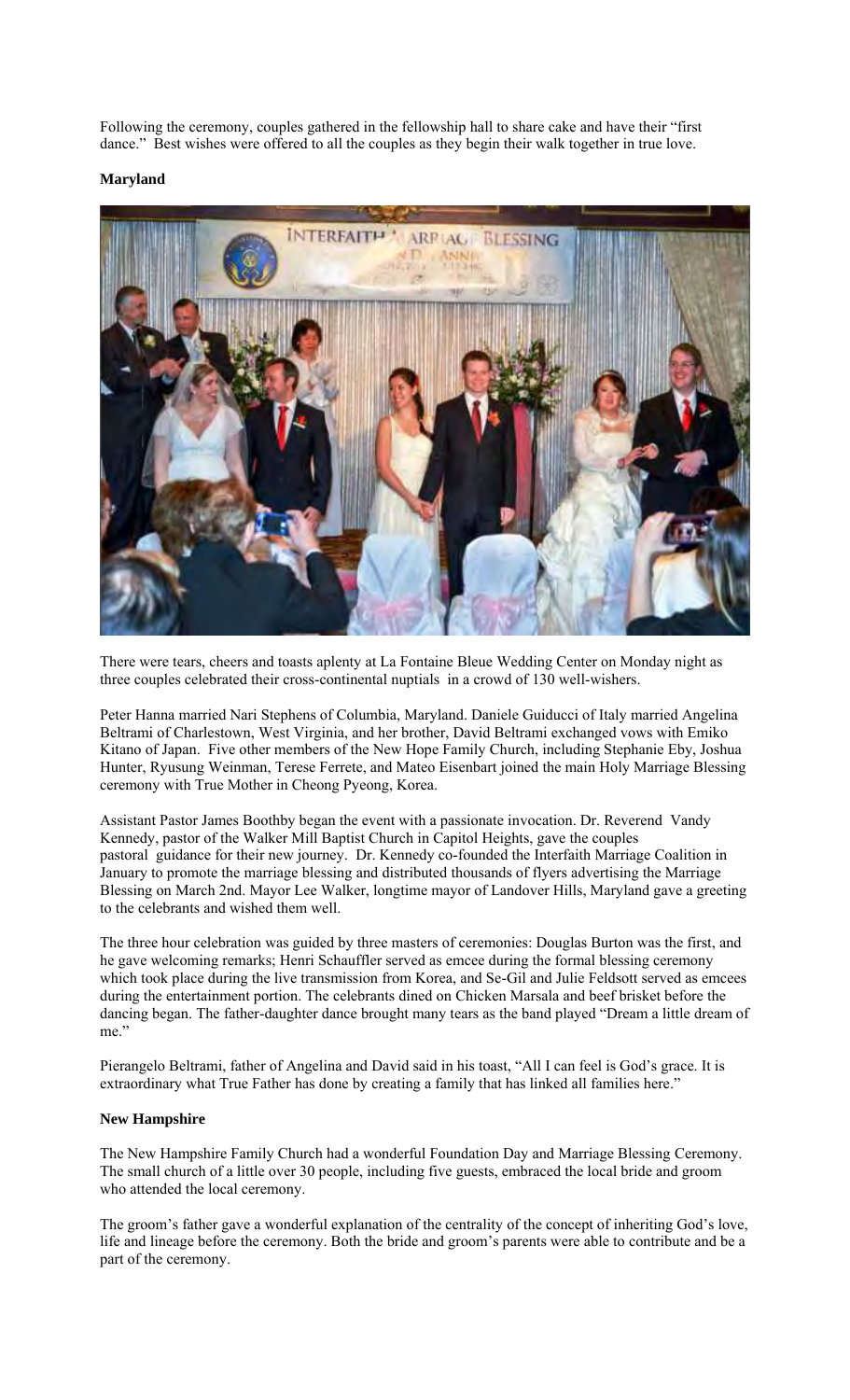Following the ceremony, couples gathered in the fellowship hall to share cake and have their "first dance." Best wishes were offered to all the couples as they begin their walk together in true love.

**Maryland**

There were tears, cheers and toasts aplenty at La Fontaine Bleue Wedding Center on Monday night as three couples celebrated their cross-continental nuptials in a crowd of 130 well-wishers.

Peter Hanna married Nari Stephens of Columbia, Maryland. Daniele Guiducci of Italy married Angelina Beltrami of Charlestown, West Virginia, and her brother, David Beltrami exchanged vows with Emiko Kitano of Japan. Five other members of the New Hope Family Church, including Stephanie Eby, Joshua Hunter, Ryusung Weinman, Terese Ferrete, and Mateo Eisenbart joined the main Holy Marriage Blessing ceremony with True Mother in Cheong Pyeong, Korea.

Assistant Pastor James Boothby began the event with a passionate invocation. Dr. Reverend Vandy Kennedy, pastor of the Walker Mill Baptist Church in Capitol Heights, gave the couples pastoral guidance for their new journey. Dr. Kennedy co-founded the Interfaith Marriage Coalition in January to promote the marriage blessing and distributed thousands of flyers advertising the Marriage Blessing on March 2nd. Mayor Lee Walker, longtime mayor of Landover Hills, Maryland gave a greeting to the celebrants and wished them well.

The three hour celebration was guided by three masters of ceremonies: Douglas Burton was the first, and he gave welcoming remarks; Henri Schauffler served as emcee during the formal blessing ceremony which took place during the live transmission from Korea, and Se-Gil and Julie Feldsott served as emcees during the entertainment portion. The celebrants dined on Chicken Marsala and beef brisket before the dancing began. The father-daughter dance brought many tears as the band played "Dream a little dream of me."

Pierangelo Beltrami, father of Angelina and David said in his toast, "All I can feel is God's grace. It is extraordinary what True Father has done by creating a family that has linked all families here."

**New Hampshire**

The New Hampshire Family Church had a wonderful Foundation Day and Marriage Blessing Ceremony. The small church of a little over 30 people, including five guests, embraced the local bride and groom who attended the local ceremony.

The groom's father gave a wonderful explanation of the centrality of the concept of inheriting God's love, life and lineage before the ceremony. Both the bride and groom's parents were able to contribute and be a part of the ceremony.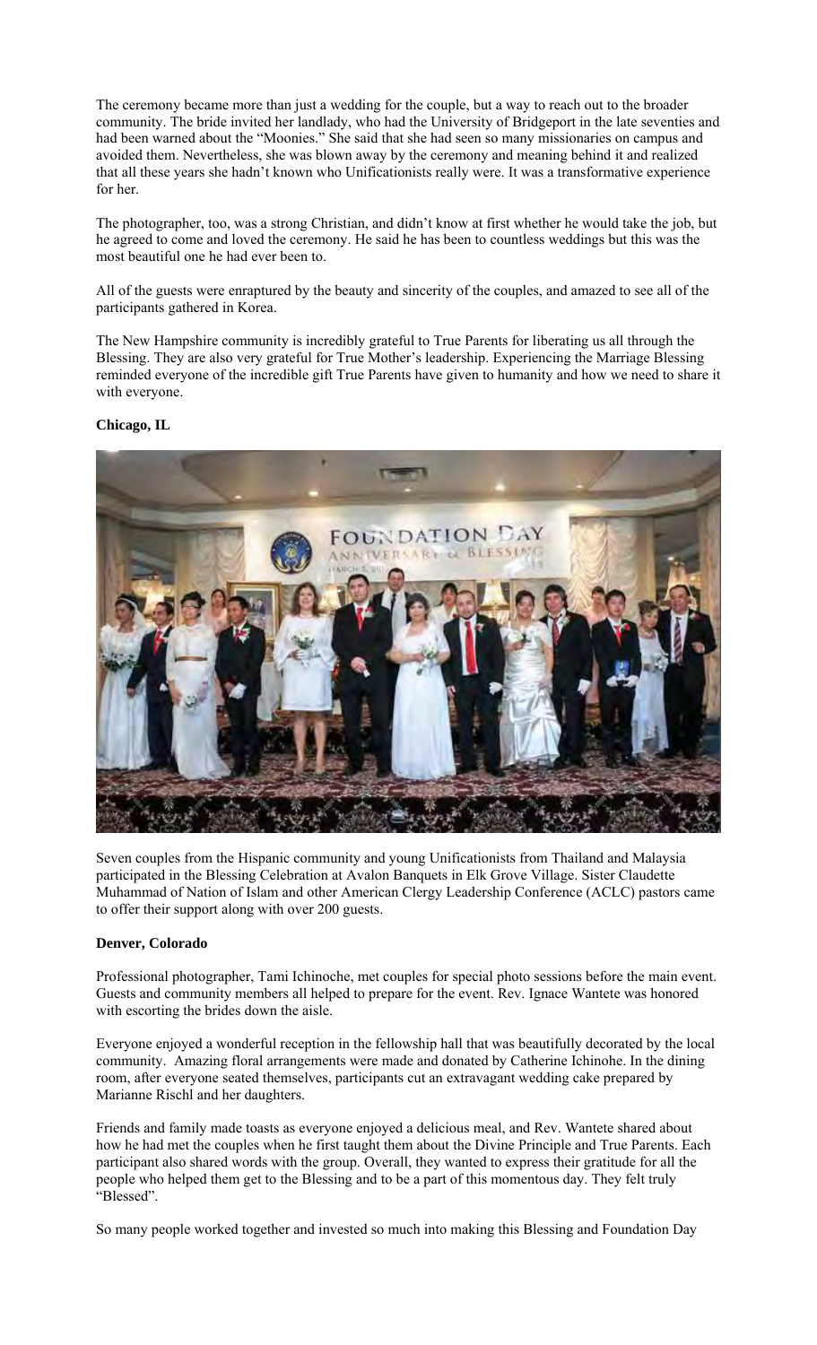The ceremony became more than just a wedding for the couple, but a way to reach out to the broader community. The bride invited her landlady, who had the University of Bridgeport in the late seventies and had been warned about the "Moonies." She said that she had seen so many missionaries on campus and avoided them. Nevertheless, she was blown away by the ceremony and meaning behind it and realized that all these years she hadn't known who Unificationists really were. It was a transformative experience for her.

The photographer, too, was a strong Christian, and didn't know at first whether he would take the job, but he agreed to come and loved the ceremony. He said he has been to countless weddings but this was the most beautiful one he had ever been to.

All of the guests were enraptured by the beauty and sincerity of the couples, and amazed to see all of the participants gathered in Korea.

The New Hampshire community is incredibly grateful to True Parents for liberating us all through the Blessing. They are also very grateful for True Mother's leadership. Experiencing the Marriage Blessing reminded everyone of the incredible gift True Parents have given to humanity and how we need to share it with everyone.

**Chicago, IL**

Seven couples from the Hispanic community and young Unificationists from Thailand and Malaysia participated in the Blessing Celebration at Avalon Banquets in Elk Grove Village. Sister Claudette Muhammad of Nation of Islam and other American Clergy Leadership Conference (ACLC) pastors came to offer their support along with over 200 guests.

**Denver, Colorado**

Professional photographer, Tami Ichinoche, met couples for special photo sessions before the main event. Guests and community members all helped to prepare for the event. Rev. Ignace Wantete was honored with escorting the brides down the aisle.

Everyone enjoyed a wonderful reception in the fellowship hall that was beautifully decorated by the local community. Amazing floral arrangements were made and donated by Catherine Ichinohe. In the dining room, after everyone seated themselves, participants cut an extravagant wedding cake prepared by Marianne Rischl and her daughters.

Friends and family made toasts as everyone enjoyed a delicious meal, and Rev. Wantete shared about how he had met the couples when he first taught them about the Divine Principle and True Parents. Each participant also shared words with the group. Overall, they wanted to express their gratitude for all the people who helped them get to the Blessing and to be a part of this momentous day. They felt truly "Blessed".

So many people worked together and invested so much into making this Blessing and Foundation Day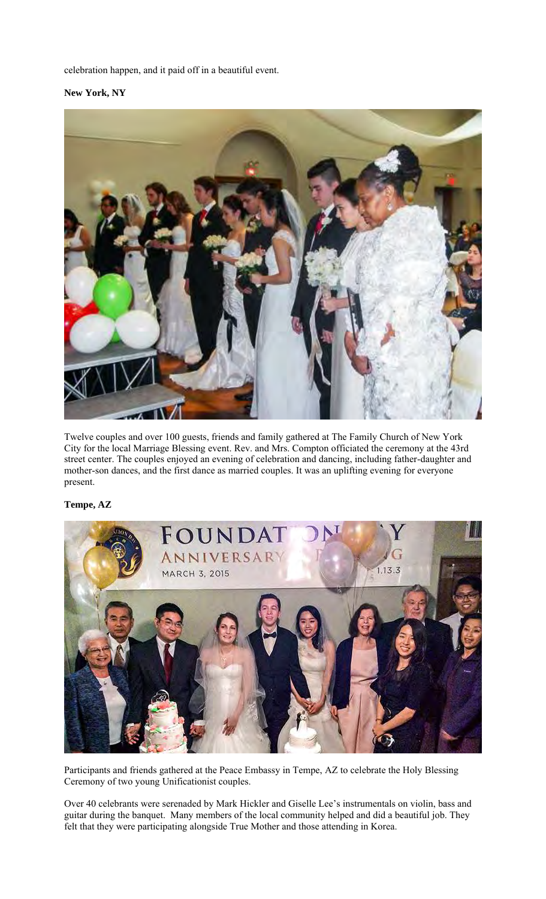celebration happen, and it paid off in a beautiful event.

**New York, NY**

Twelve couples and over 100 guests, friends and family gathered at The Family Church of New York City for the local Marriage Blessing event. Rev. and Mrs. Compton officiated the ceremony at the 43rd street center. The couples enjoyed an evening of celebration and dancing, including father-daughter and mother-son dances, and the first dance as married couples. It was an uplifting evening for everyone present.

**Tempe, AZ**

Participants and friends gathered at the Peace Embassy in Tempe, AZ to celebrate the Holy Blessing Ceremony of two young Unificationist couples.

Over 40 celebrants were serenaded by Mark Hickler and Giselle Lee's instrumentals on violin, bass and guitar during the banquet. Many members of the local community helped and did a beautiful job. They felt that they were participating alongside True Mother and those attending in Korea.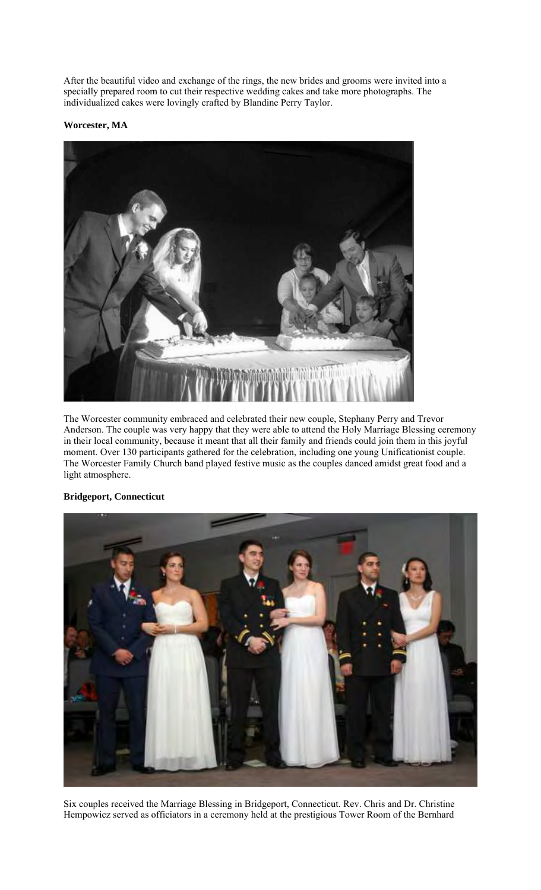After the beautiful video and exchange of the rings, the new brides and grooms were invited into a specially prepared room to cut their respective wedding cakes and take more photographs. The individualized cakes were lovingly crafted by Blandine Perry Taylor.

**Worcester, MA**

The Worcester community embraced and celebrated their new couple, Stephany Perry and Trevor Anderson. The couple was very happy that they were able to attend the Holy Marriage Blessing ceremony in their local community, because it meant that all their family and friends could join them in this joyful moment. Over 130 participants gathered for the celebration, including one young Unificationist couple. The Worcester Family Church band played festive music as the couples danced amidst great food and a light atmosphere.

**Bridgeport, Connecticut**

Six couples received the Marriage Blessing in Bridgeport, Connecticut. Rev. Chris and Dr. Christine Hempowicz served as officiators in a ceremony held at the prestigious Tower Room of the Bernhard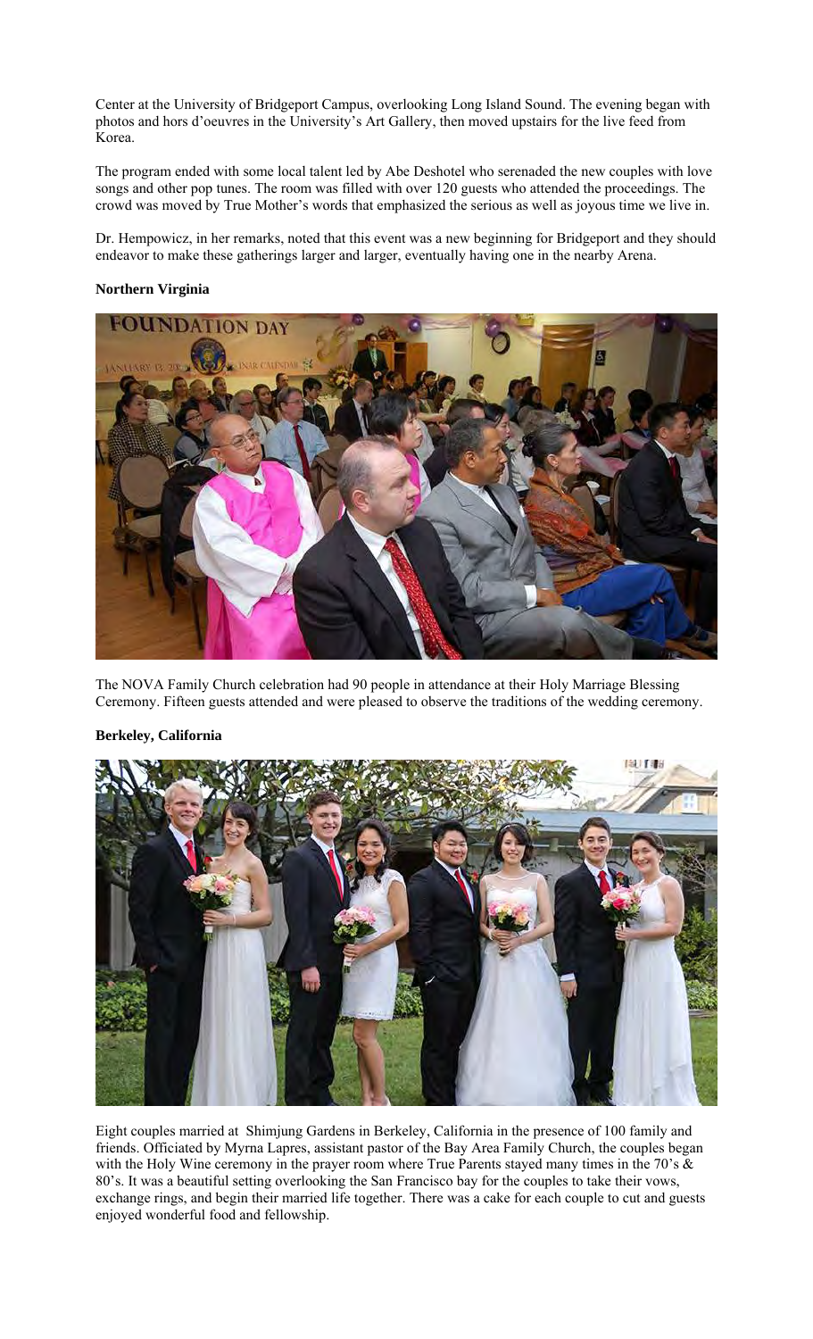Center at the University of Bridgeport Campus, overlooking Long Island Sound. The evening began with photos and hors d'oeuvres in the University's Art Gallery, then moved upstairs for the live feed from Korea.

The program ended with some local talent led by Abe Deshotel who serenaded the new couples with love songs and other pop tunes. The room was filled with over 120 guests who attended the proceedings. The crowd was moved by True Mother's words that emphasized the serious as well as joyous time we live in.

Dr. Hempowicz, in her remarks, noted that this event was a new beginning for Bridgeport and they should endeavor to make these gatherings larger and larger, eventually having one in the nearby Arena.

**Northern Virginia**

The NOVA Family Church celebration had 90 people in attendance at their Holy Marriage Blessing Ceremony. Fifteen guests attended and were pleased to observe the traditions of the wedding ceremony.

**Berkeley, California**

Eight couples married at Shimjung Gardens in Berkeley, California in the presence of 100 family and friends. Officiated by Myrna Lapres, assistant pastor of the Bay Area Family Church, the couples began with the Holy Wine ceremony in the prayer room where True Parents stayed many times in the 70's & 80's. It was a beautiful setting overlooking the San Francisco bay for the couples to take their vows, exchange rings, and begin their married life together. There was a cake for each couple to cut and guests enjoyed wonderful food and fellowship.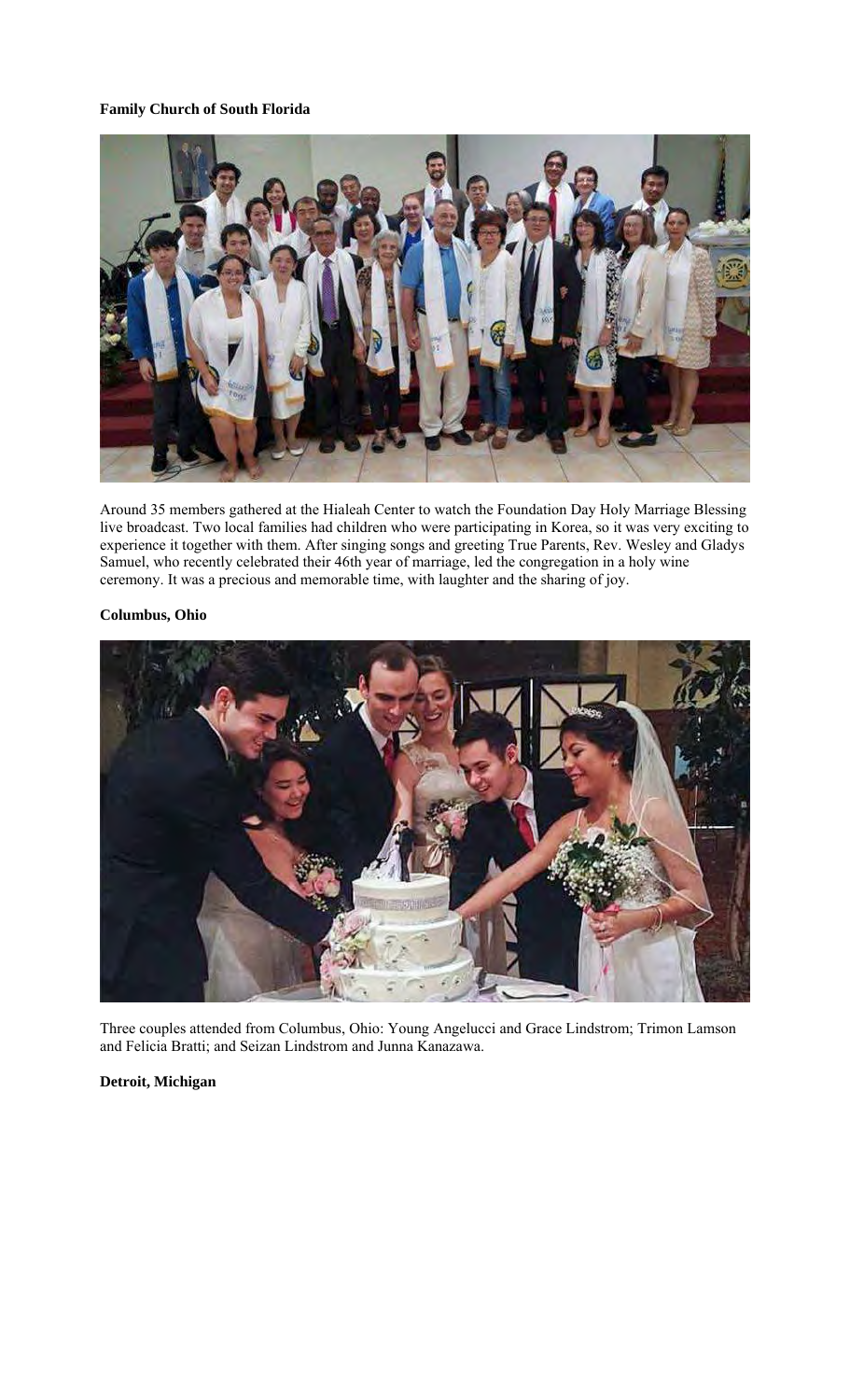**Family Church of South Florida**

Around 35 members gathered at the Hialeah Center to watch the Foundation Day Holy Marriage Blessing live broadcast. Two local families had children who were participating in Korea, so it was very exciting to experience it together with them. After singing songs and greeting True Parents, Rev. Wesley and Gladys Samuel, who recently celebrated their 46th year of marriage, led the congregation in a holy wine ceremony. It was a precious and memorable time, with laughter and the sharing of joy.

**Columbus, Ohio**

Three couples attended from Columbus, Ohio: Young Angelucci and Grace Lindstrom; Trimon Lamson and Felicia Bratti; and Seizan Lindstrom and Junna Kanazawa.

**Detroit, Michigan**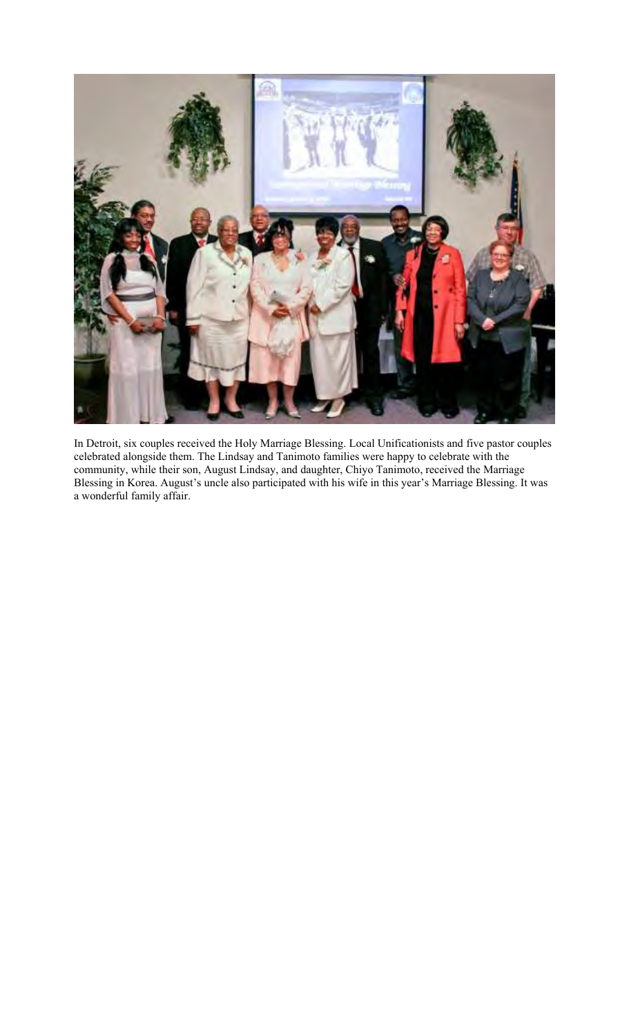In Detroit, six couples received the Holy Marriage Blessing. Local Unificationists and five pastor couples celebrated alongside them. The Lindsay and Tanimoto families were happy to celebrate with the community, while their son, August Lindsay, and daughter, Chiyo Tanimoto, received the Marriage Blessing in Korea. August's uncle also participated with his wife in this year's Marriage Blessing. It was a wonderful family affair.